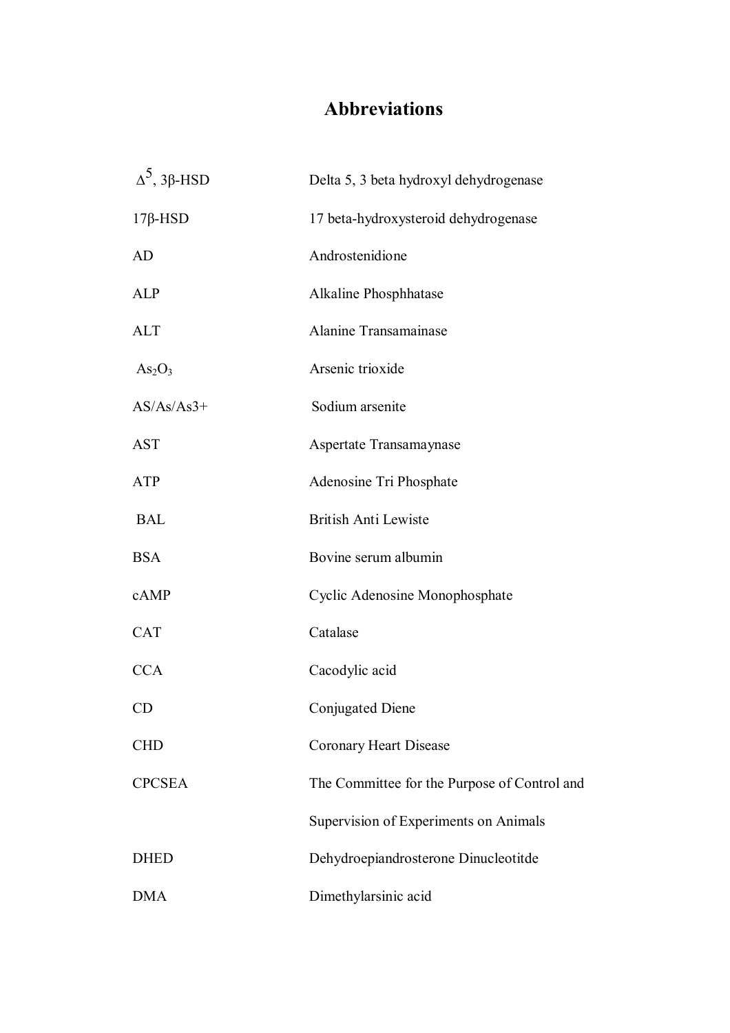# Abbreviations

| | |
|---|---|
| $\Delta^5$, 3β-HSD | Delta 5, 3 beta hydroxyl dehydrogenase |
| 17β-HSD | 17 beta-hydroxysteroid dehydrogenase |
| AD | Androstenidione |
| ALP | Alkaline Phosphhatase |
| ALT | Alanine Transamainase |
| $As_2O_3$ | Arsenic trioxide |
| AS/As/As3+ | Sodium arsenite |
| AST | Aspertate Transamaynase |
| ATP | Adenosine Tri Phosphate |
| BAL | British Anti Lewiste |
| BSA | Bovine serum albumin |
| cAMP | Cyclic Adenosine Monophosphate |
| CAT | Catalase |
| CCA | Cacodylic acid |
| CD | Conjugated Diene |
| CHD | Coronary Heart Disease |
| CPCSEA | The Committee for the Purpose of Control and Supervision of Experiments on Animals |
| DHED | Dehydroepiandrosterone Dinucleotitde |
| DMA | Dimethylarsinic acid |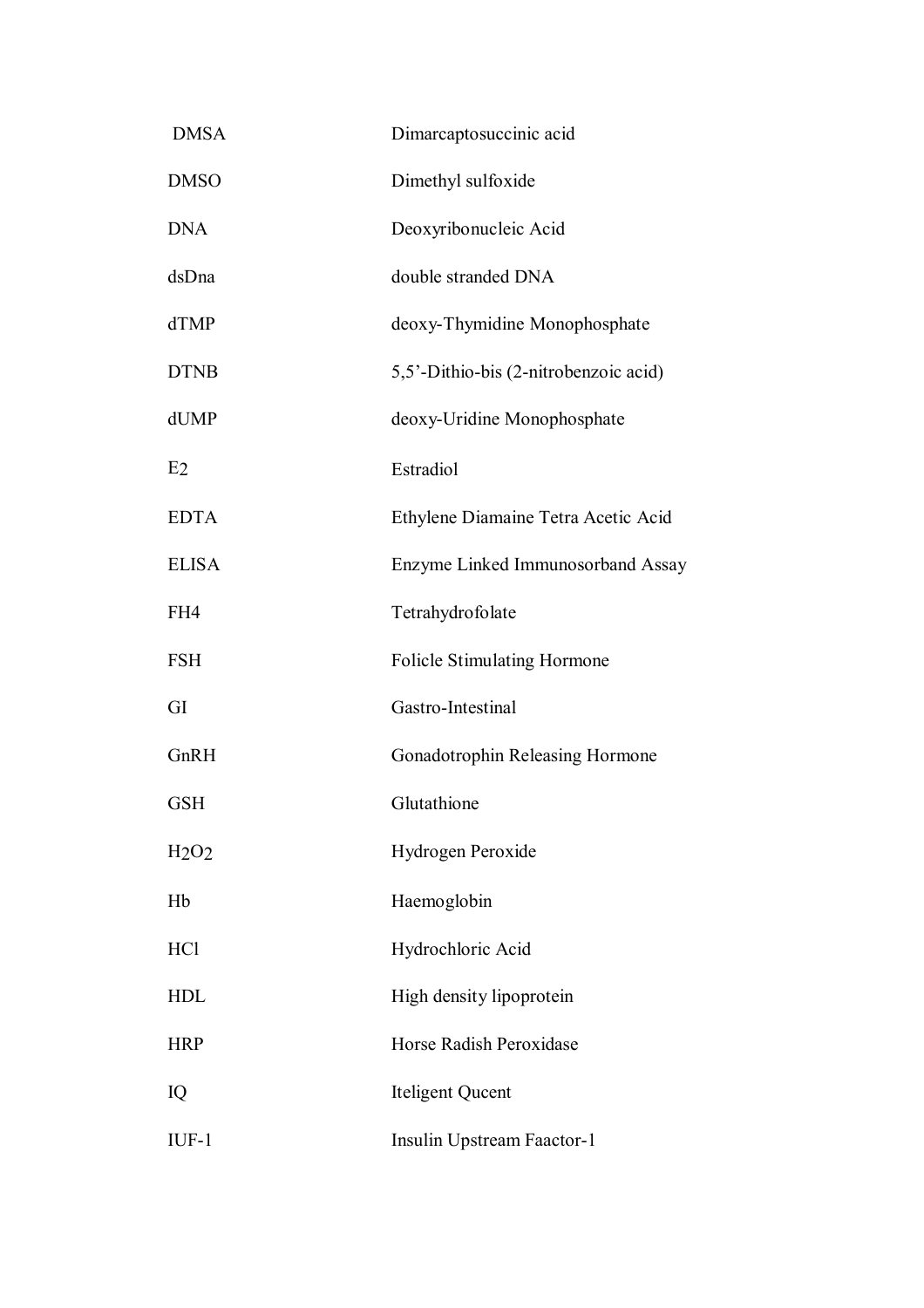| | |
|---|---|
| DMSA | Dimarcaptosuccinic acid |
| DMSO | Dimethyl sulfoxide |
| DNA | Deoxyribonucleic Acid |
| dsDna | double stranded DNA |
| dTMP | deoxy-Thymidine Monophosphate |
| DTNB | 5,5'-Dithio-bis (2-nitrobenzoic acid) |
| dUMP | deoxy-Uridine Monophosphate |
| $E_2$ | Estradiol |
| EDTA | Ethylene Diamaine Tetra Acetic Acid |
| ELISA | Enzyme Linked Immunosorband Assay |
| FH4 | Tetrahydrofolate |
| FSH | Folicle Stimulating Hormone |
| GI | Gastro-Intestinal |
| GnRH | Gonadotrophin Releasing Hormone |
| GSH | Glutathione |
| $H_2O_2$ | Hydrogen Peroxide |
| Hb | Haemoglobin |
| HCl | Hydrochloric Acid |
| HDL | High density lipoprotein |
| HRP | Horse Radish Peroxidase |
| IQ | Iteligent Qucent |
| IUF-1 | Insulin Upstream Faactor-1 |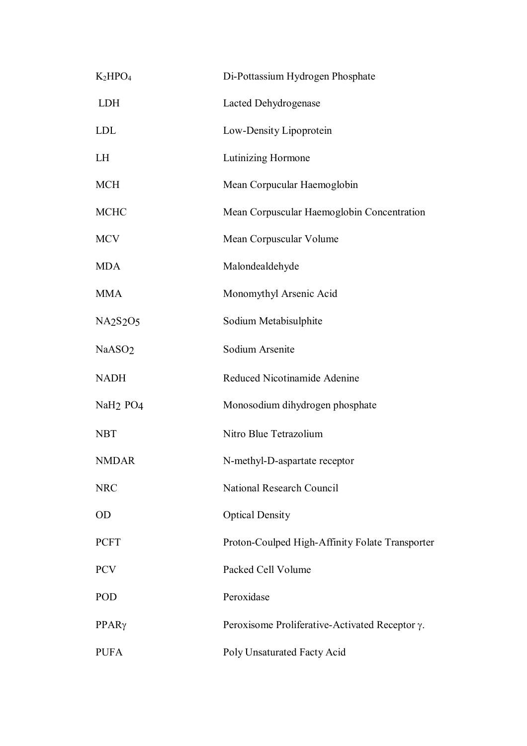| | |
|---|---|
| $K_2HPO_4$ | Di-Pottassium Hydrogen Phosphate |
| LDH | Lacted Dehydrogenase |
| LDL | Low-Density Lipoprotein |
| LH | Lutinizing Hormone |
| MCH | Mean Corpucular Haemoglobin |
| MCHC | Mean Corpuscular Haemoglobin Concentration |
| MCV | Mean Corpuscular Volume |
| MDA | Malondealdehyde |
| MMA | Monomythyl Arsenic Acid |
| $NA_2S_2O_5$ | Sodium Metabisulphite |
| $NaASO_2$ | Sodium Arsenite |
| NADH | Reduced Nicotinamide Adenine |
| $NaH_2\ PO_4$ | Monosodium dihydrogen phosphate |
| NBT | Nitro Blue Tetrazolium |
| NMDAR | N-methyl-D-aspartate receptor |
| NRC | National Research Council |
| OD | Optical Density |
| PCFT | Proton-Coulped High-Affinity Folate Transporter |
| PCV | Packed Cell Volume |
| POD | Peroxidase |
| PPAR$\gamma$ | Peroxisome Proliferative-Activated Receptor $\gamma$. |
| PUFA | Poly Unsaturated Facty Acid |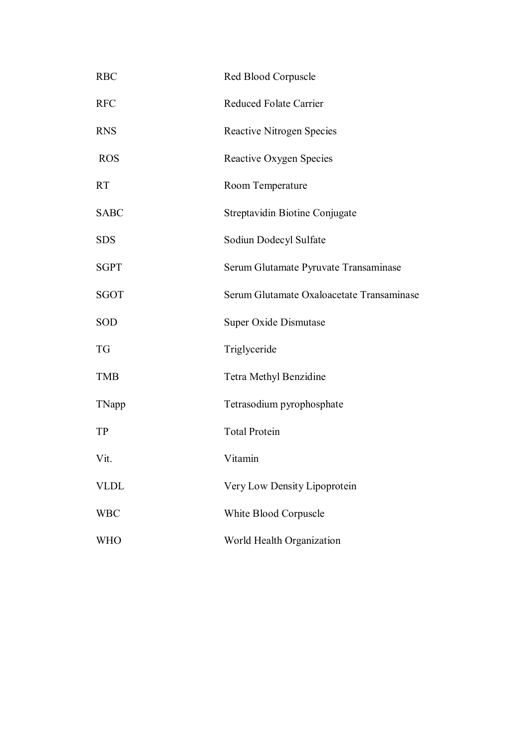| | |
|---|---|
| RBC | Red Blood Corpuscle |
| RFC | Reduced Folate Carrier |
| RNS | Reactive Nitrogen Species |
| ROS | Reactive Oxygen Species |
| RT | Room Temperature |
| SABC | Streptavidin Biotine Conjugate |
| SDS | Sodiun Dodecyl Sulfate |
| SGPT | Serum Glutamate Pyruvate Transaminase |
| SGOT | Serum Glutamate Oxaloacetate Transaminase |
| SOD | Super Oxide Dismutase |
| TG | Triglyceride |
| TMB | Tetra Methyl Benzidine |
| TNapp | Tetrasodium pyrophosphate |
| TP | Total Protein |
| Vit. | Vitamin |
| VLDL | Very Low Density Lipoprotein |
| WBC | White Blood Corpuscle |
| WHO | World Health Organization |